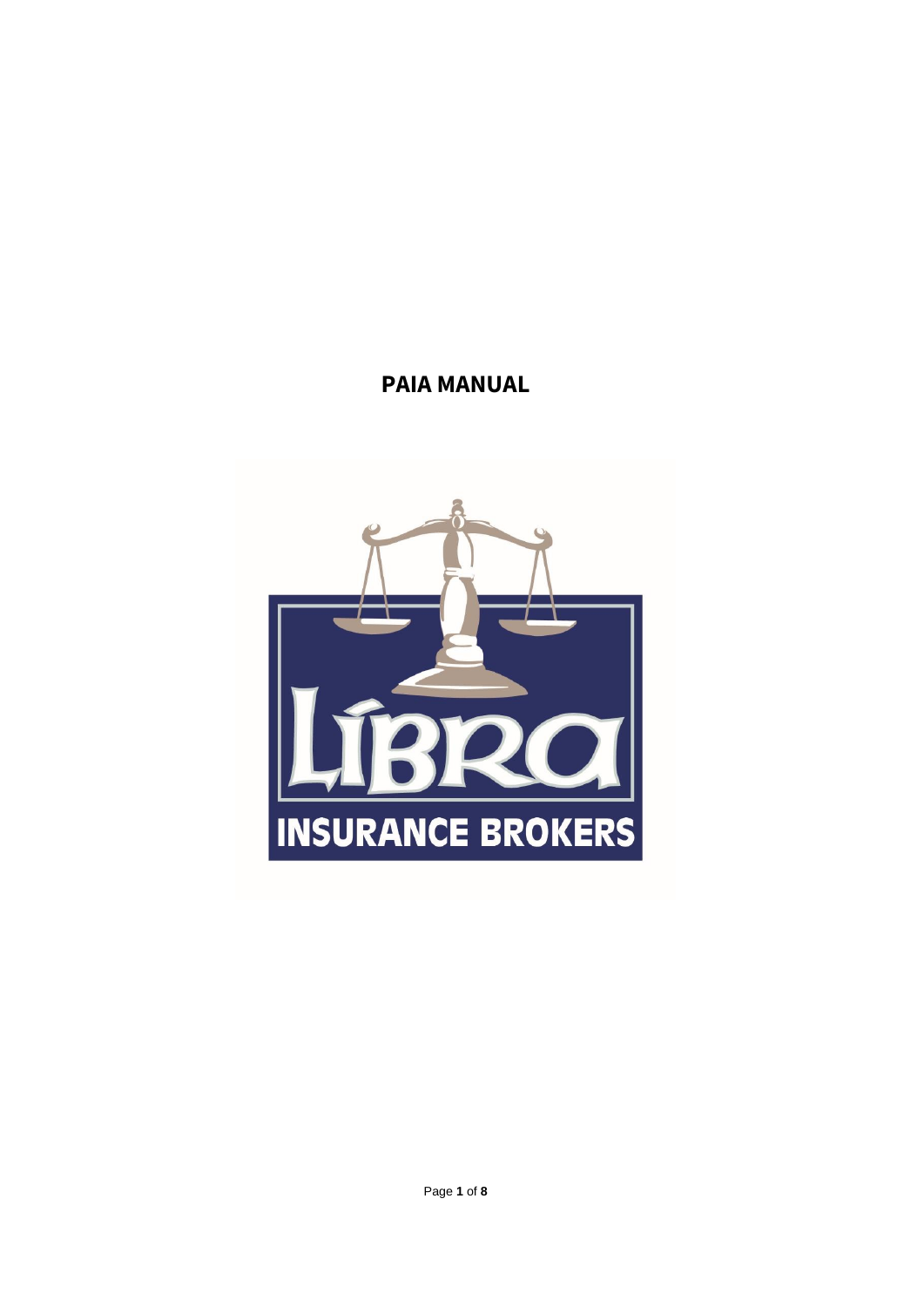# PAIA MANUAL

LÍBRA

INSURANCE BROKERS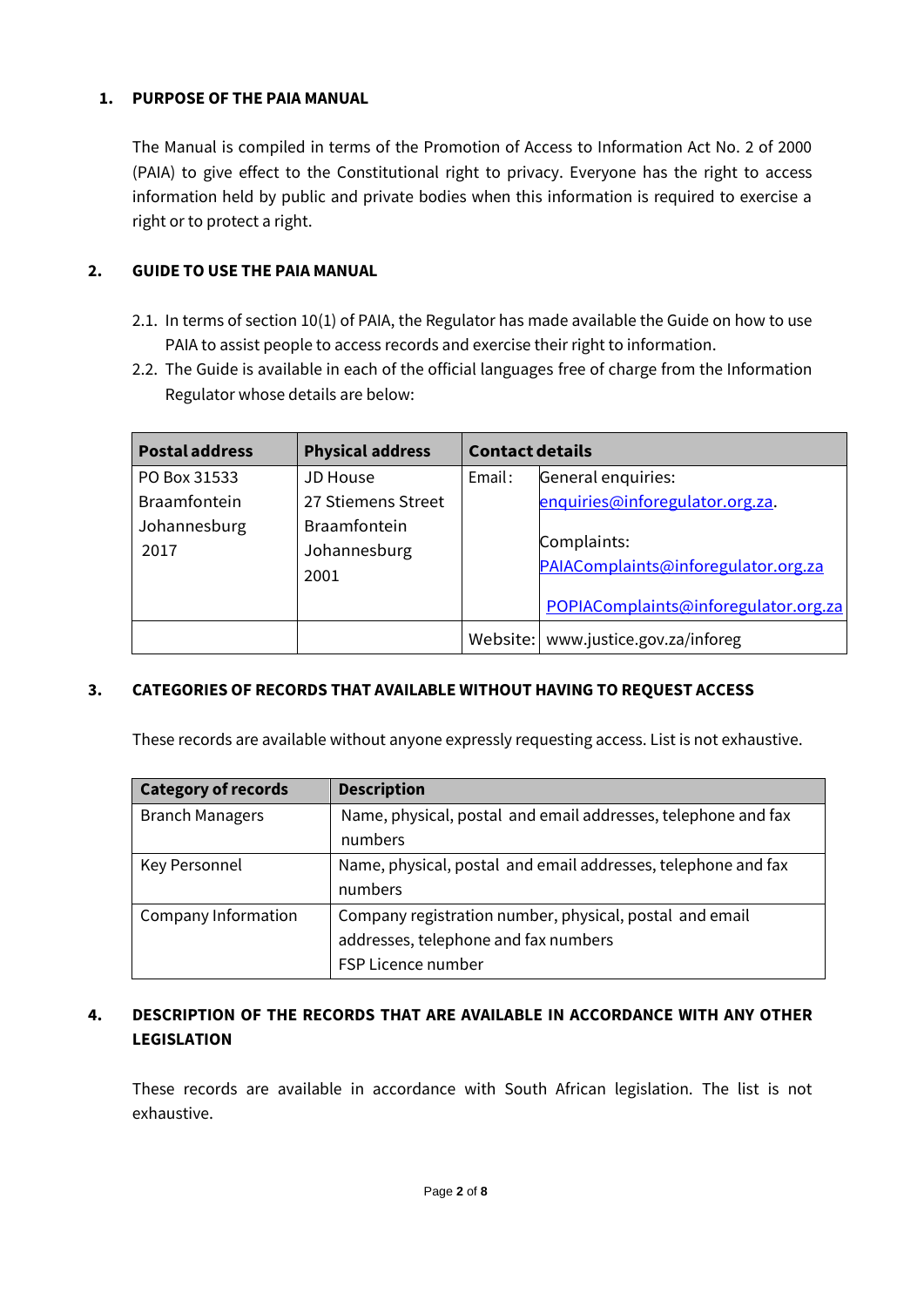## 1. PURPOSE OF THE PAIA MANUAL

The Manual is compiled in terms of the Promotion of Access to Information Act No. 2 of 2000 (PAIA) to give effect to the Constitutional right to privacy. Everyone has the right to access information held by public and private bodies when this information is required to exercise a right or to protect a right.

## 2. GUIDE TO USE THE PAIA MANUAL

2.1. In terms of section 10(1) of PAIA, the Regulator has made available the Guide on how to use PAIA to assist people to access records and exercise their right to information.

2.2. The Guide is available in each of the official languages free of charge from the Information Regulator whose details are below:

| Postal address | Physical address | Contact details | |
|---|---|---|---|
| PO Box 31533<br>Braamfontein<br>Johannesburg<br>2017 | JD House<br>27 Stiemens Street<br>Braamfontein<br>Johannesburg<br>2001 | Email: | General enquiries:<br>enquiries@inforegulator.org.za.<br><br>Complaints:<br>PAIAComplaints@inforegulator.org.za<br><br>POPIAComplaints@inforegulator.org.za |
| | | Website: | www.justice.gov.za/inforeg |

## 3. CATEGORIES OF RECORDS THAT AVAILABLE WITHOUT HAVING TO REQUEST ACCESS

These records are available without anyone expressly requesting access. List is not exhaustive.

| Category of records | Description |
|---|---|
| Branch Managers | Name, physical, postal and email addresses, telephone and fax numbers |
| Key Personnel | Name, physical, postal and email addresses, telephone and fax numbers |
| Company Information | Company registration number, physical, postal and email addresses, telephone and fax numbers<br>FSP Licence number |

## 4. DESCRIPTION OF THE RECORDS THAT ARE AVAILABLE IN ACCORDANCE WITH ANY OTHER LEGISLATION

These records are available in accordance with South African legislation. The list is not exhaustive.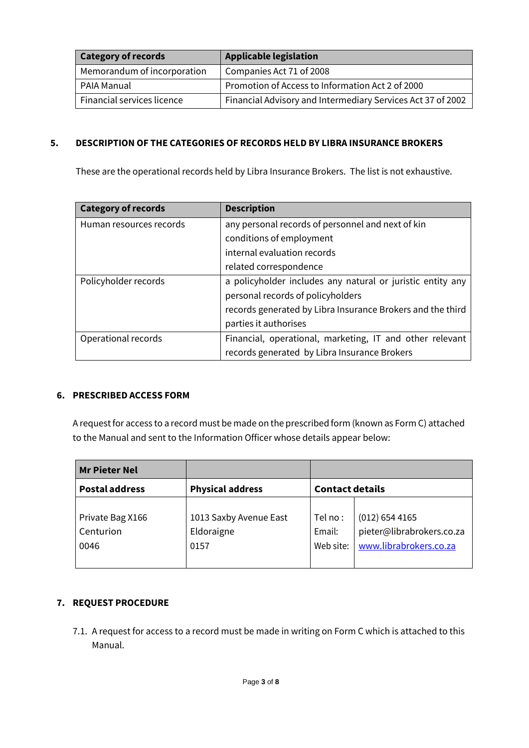| Category of records | Applicable legislation |
|---|---|
| Memorandum of incorporation | Companies Act 71 of 2008 |
| PAIA Manual | Promotion of Access to Information Act 2 of 2000 |
| Financial services licence | Financial Advisory and Intermediary Services Act 37 of 2002 |

## 5. DESCRIPTION OF THE CATEGORIES OF RECORDS HELD BY LIBRA INSURANCE BROKERS

These are the operational records held by Libra Insurance Brokers. The list is not exhaustive.

| Category of records | Description |
|---|---|
| Human resources records | any personal records of personnel and next of kin<br>conditions of employment<br>internal evaluation records<br>related correspondence |
| Policyholder records | a policyholder includes any natural or juristic entity any personal records of policyholders<br>records generated by Libra Insurance Brokers and the third parties it authorises |
| Operational records | Financial, operational, marketing, IT and other relevant records generated by Libra Insurance Brokers |

## 6. PRESCRIBED ACCESS FORM

A request for access to a record must be made on the prescribed form (known as Form C) attached to the Manual and sent to the Information Officer whose details appear below:

| Mr Pieter Nel | | | |
|---|---|---|---|
| **Postal address** | **Physical address** | **Contact details** | |
| Private Bag X166<br>Centurion<br>0046 | 1013 Saxby Avenue East<br>Eldoraigne<br>0157 | Tel no :<br>Email:<br>Web site: | (012) 654 4165<br>pieter@librabrokers.co.za<br>www.librabrokers.co.za |

## 7. REQUEST PROCEDURE

7.1. A request for access to a record must be made in writing on Form C which is attached to this Manual.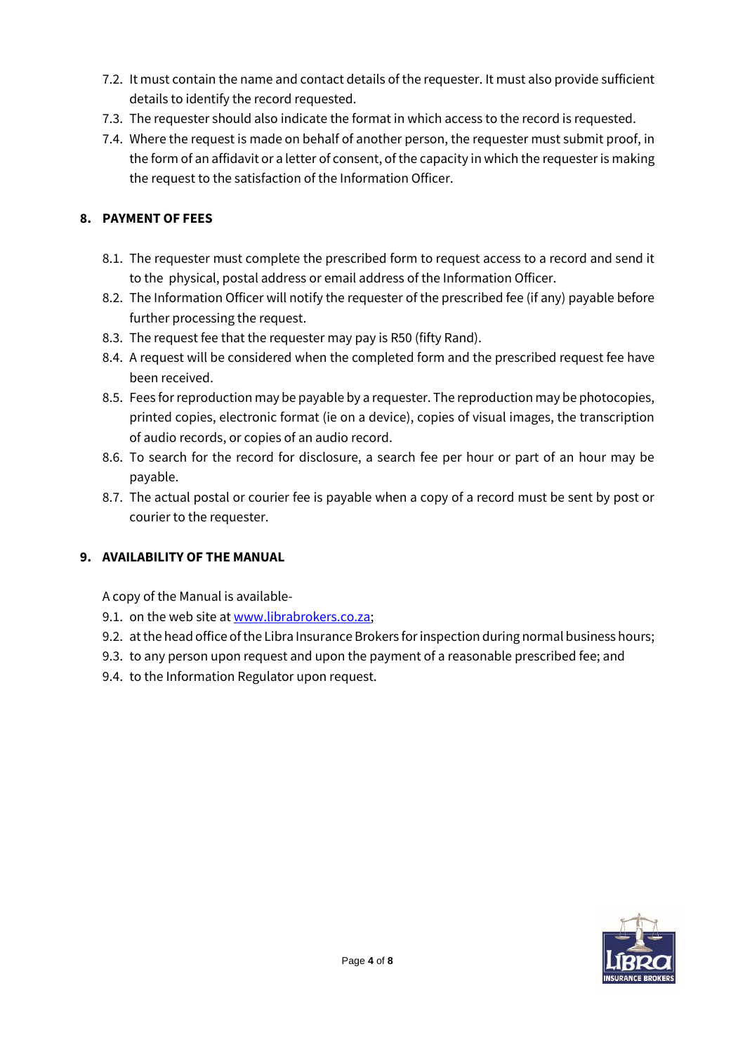7.2. It must contain the name and contact details of the requester. It must also provide sufficient details to identify the record requested.

7.3. The requester should also indicate the format in which access to the record is requested.

7.4. Where the request is made on behalf of another person, the requester must submit proof, in the form of an affidavit or a letter of consent, of the capacity in which the requester is making the request to the satisfaction of the Information Officer.

## 8. PAYMENT OF FEES

8.1. The requester must complete the prescribed form to request access to a record and send it to the physical, postal address or email address of the Information Officer.

8.2. The Information Officer will notify the requester of the prescribed fee (if any) payable before further processing the request.

8.3. The request fee that the requester may pay is R50 (fifty Rand).

8.4. A request will be considered when the completed form and the prescribed request fee have been received.

8.5. Fees for reproduction may be payable by a requester. The reproduction may be photocopies, printed copies, electronic format (ie on a device), copies of visual images, the transcription of audio records, or copies of an audio record.

8.6. To search for the record for disclosure, a search fee per hour or part of an hour may be payable.

8.7. The actual postal or courier fee is payable when a copy of a record must be sent by post or courier to the requester.

## 9. AVAILABILITY OF THE MANUAL

A copy of the Manual is available-

9.1. on the web site at [www.librabrokers.co.za](www.librabrokers.co.za);

9.2. at the head office of the Libra Insurance Brokers for inspection during normal business hours;

9.3. to any person upon request and upon the payment of a reasonable prescribed fee; and

9.4. to the Information Regulator upon request.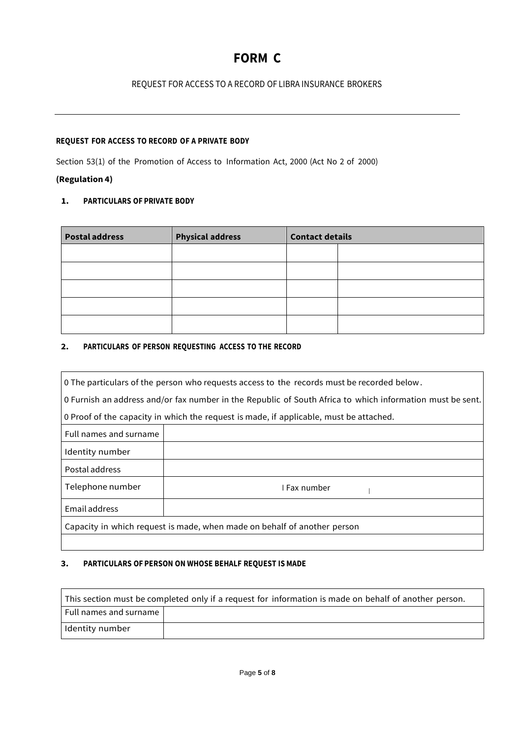# FORM C

REQUEST FOR ACCESS TO A RECORD OF LIBRA INSURANCE BROKERS

---

**REQUEST FOR ACCESS TO RECORD OF A PRIVATE BODY**

Section 53(1) of the Promotion of Access to Information Act, 2000 (Act No 2 of 2000)

**(Regulation 4)**

**1. PARTICULARS OF PRIVATE BODY**

| Postal address | Physical address | Contact details | |
|---|---|---|---|
| | | | |
| | | | |
| | | | |
| | | | |
| | | | |

**2. PARTICULARS OF PERSON REQUESTING ACCESS TO THE RECORD**

| 0 The particulars of the person who requests access to the records must be recorded below.<br>0 Furnish an address and/or fax number in the Republic of South Africa to which information must be sent.<br>0 Proof of the capacity in which the request is made, if applicable, must be attached. | |
|---|---|
| Full names and surname | |
| Identity number | |
| Postal address | |
| Telephone number | I Fax number \| |
| Email address | |
| Capacity in which request is made, when made on behalf of another person | |
| | |

**3. PARTICULARS OF PERSON ON WHOSE BEHALF REQUEST IS MADE**

| This section must be completed only if a request for information is made on behalf of another person. | |
|---|---|
| Full names and surname | |
| Identity number | |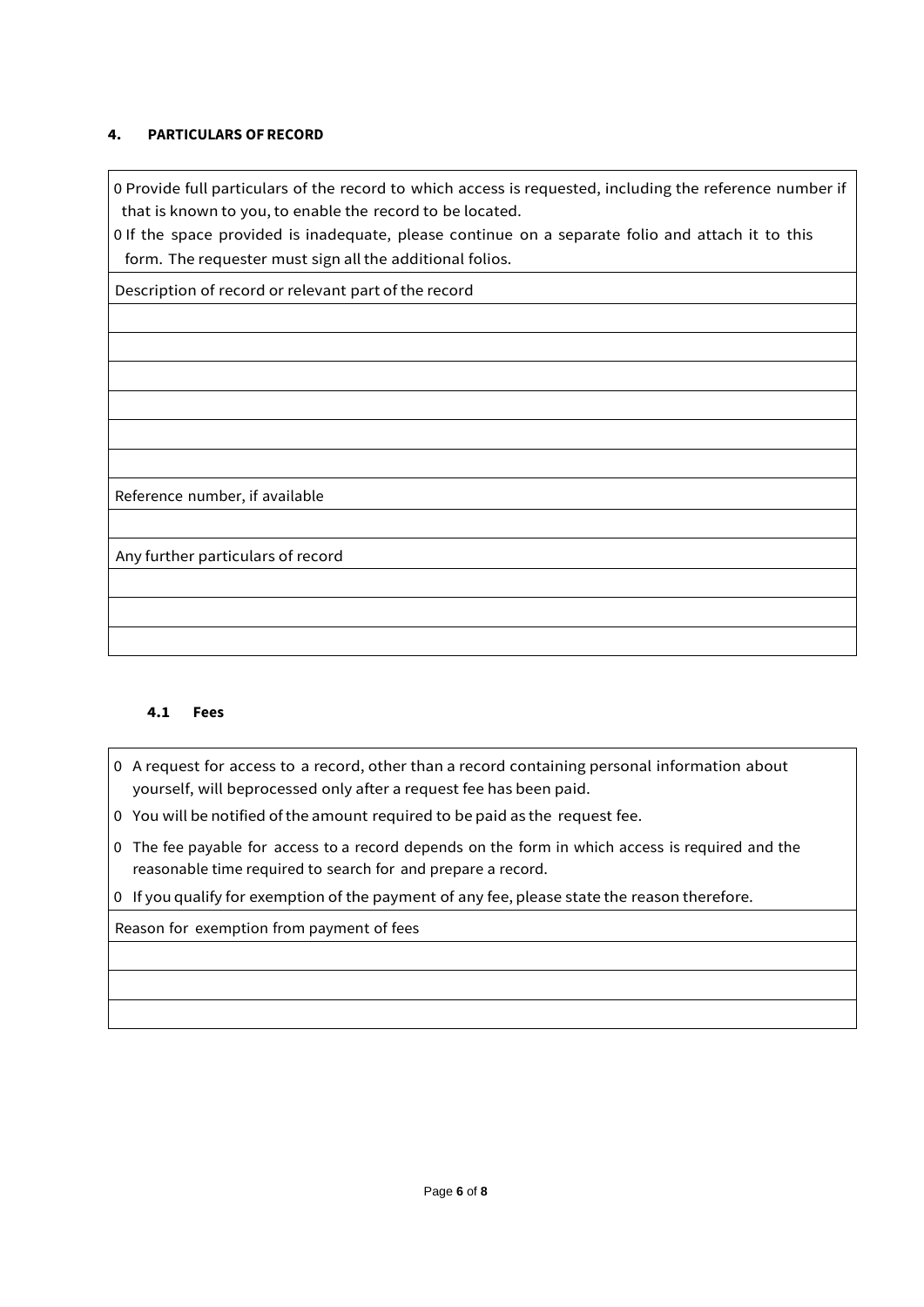## 4. PARTICULARS OF RECORD

| |
|---|
| 0 Provide full particulars of the record to which access is requested, including the reference number if that is known to you, to enable the record to be located.<br>0 If the space provided is inadequate, please continue on a separate folio and attach it to this form. The requester must sign all the additional folios. |
| Description of record or relevant part of the record |
| |
| |
| |
| |
| |
| |
| Reference number, if available |
| |
| Any further particulars of record |
| |
| |
| |

### 4.1 Fees

| |
|---|
| 0 A request for access to a record, other than a record containing personal information about yourself, will beprocessed only after a request fee has been paid.<br>0 You will be notified of the amount required to be paid as the request fee.<br>0 The fee payable for access to a record depends on the form in which access is required and the reasonable time required to search for and prepare a record.<br>0 If you qualify for exemption of the payment of any fee, please state the reason therefore. |
| Reason for exemption from payment of fees |
| |
| |
| |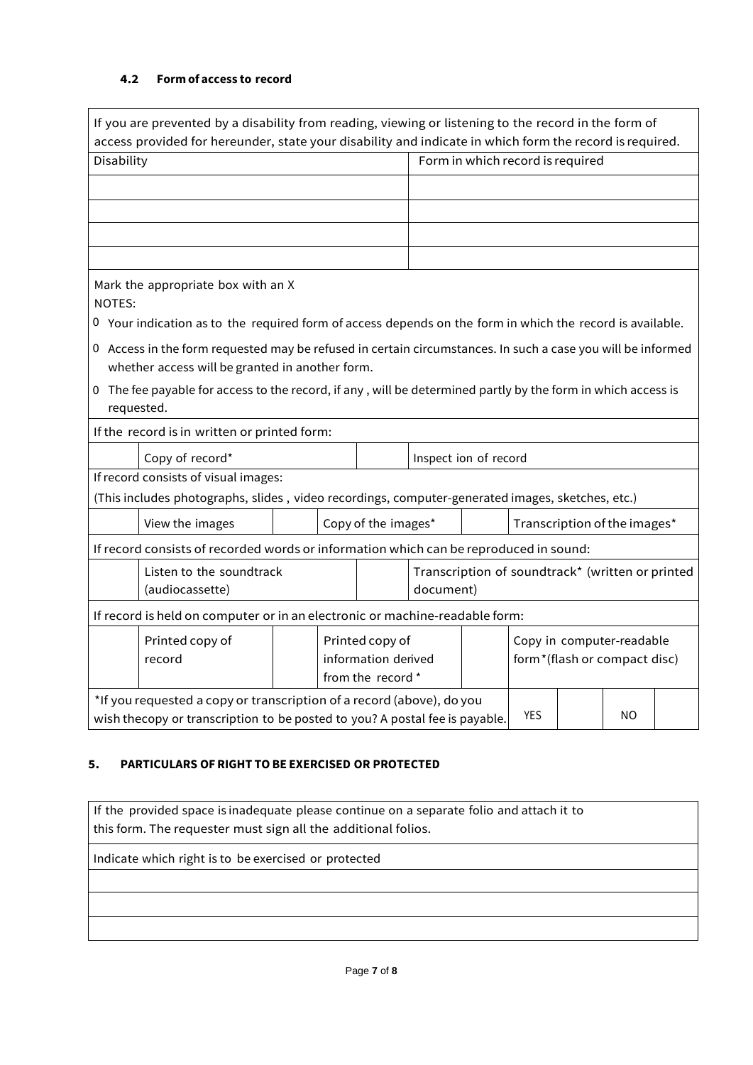#### 4.2 Form of access to record

| If you are prevented by a disability from reading, viewing or listening to the record in the form of access provided for hereunder, state your disability and indicate in which form the record is required. | |
|---|---|
| Disability | Form in which record is required |
| | |
| | |
| | |
| | |

Mark the appropriate box with an X

NOTES:

- Your indication as to the required form of access depends on the form in which the record is available.
- Access in the form requested may be refused in certain circumstances. In such a case you will be informed whether access will be granted in another form.
- The fee payable for access to the record, if any , will be determined partly by the form in which access is requested.

| If the record is in written or printed form: | | | |
|---|---|---|---|
| | Copy of record* | | Inspect ion of record |

| If record consists of visual images:<br>(This includes photographs, slides , video recordings, computer-generated images, sketches, etc.) | | | | | |
|---|---|---|---|---|---|
| | View the images | | Copy of the images* | | Transcription of the images* |

| If record consists of recorded words or information which can be reproduced in sound: | | | |
|---|---|---|---|
| | Listen to the soundtrack (audiocassette) | | Transcription of soundtrack* (written or printed document) |

| If record is held on computer or in an electronic or machine-readable form: | | | | | |
|---|---|---|---|---|---|
| | Printed copy of record | | Printed copy of information derived from the record * | | Copy in computer-readable form*(flash or compact disc) |

| *If you requested a copy or transcription of a record (above), do you wish thecopy or transcription to be posted to you? A postal fee is payable. | YES | | NO | |
|---|---|---|---|---|

### 5. PARTICULARS OF RIGHT TO BE EXERCISED OR PROTECTED

| If the provided space is inadequate please continue on a separate folio and attach it to this form. The requester must sign all the additional folios. |
|---|
| Indicate which right is to be exercised or protected |
| |
| |
| |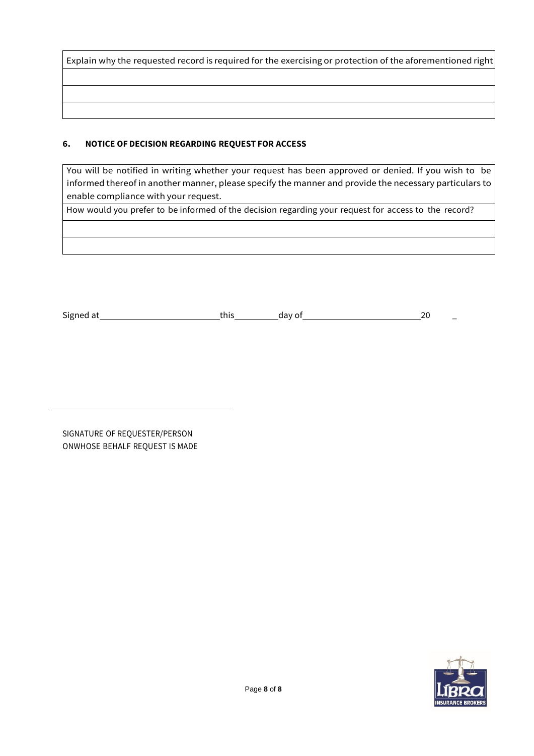| Explain why the requested record is required for the exercising or protection of the aforementioned right |
| --- |
| |
| |
| |

### 6. NOTICE OF DECISION REGARDING REQUEST FOR ACCESS

| You will be notified in writing whether your request has been approved or denied. If you wish to be informed thereof in another manner, please specify the manner and provide the necessary particulars to enable compliance with your request. |
| --- |
| How would you prefer to be informed of the decision regarding your request for access to the record? |
| |
| |

Signed at\_\_\_\_\_\_\_\_\_\_\_\_\_\_\_\_\_\_\_\_\_\_\_\_\_\_this\_\_\_\_\_\_\_\_\_\_day of\_\_\_\_\_\_\_\_\_\_\_\_\_\_\_\_\_\_\_\_\_\_\_\_\_\_20 \_

\_\_\_\_\_\_\_\_\_\_\_\_\_\_\_\_\_\_\_\_\_\_\_\_\_\_\_\_\_\_\_\_\_\_\_\_\_\_\_\_

SIGNATURE OF REQUESTER/PERSON
ONWHOSE BEHALF REQUEST IS MADE